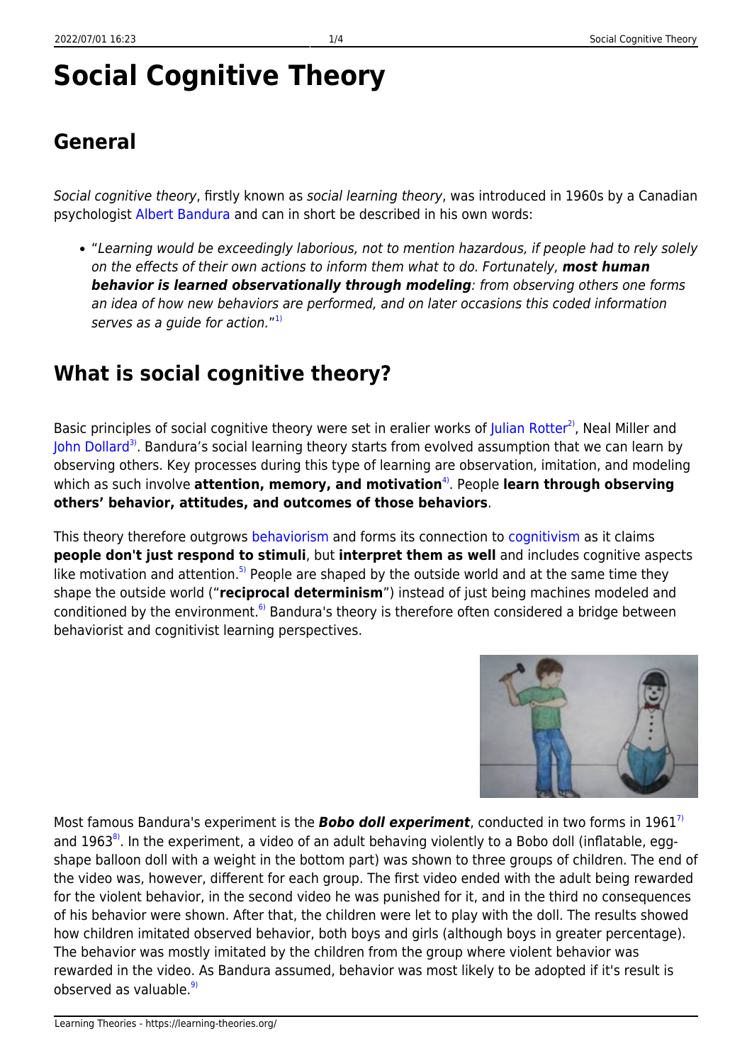# Social Cognitive Theory

## General

*Social cognitive theory*, firstly known as *social learning theory*, was introduced in 1960s by a Canadian psychologist Albert Bandura and can in short be described in his own words:

- "*Learning would be exceedingly laborious, not to mention hazardous, if people had to rely solely on the effects of their own actions to inform them what to do. Fortunately, **most human behavior is learned observationally through modeling**: from observing others one forms an idea of how new behaviors are performed, and on later occasions this coded information serves as a guide for action.*"[1]

## What is social cognitive theory?

Basic principles of social cognitive theory were set in eralier works of Julian Rotter[2], Neal Miller and John Dollard[3]. Bandura's social learning theory starts from evolved assumption that we can learn by observing others. Key processes during this type of learning are observation, imitation, and modeling which as such involve **attention, memory, and motivation**[4]. People **learn through observing others' behavior, attitudes, and outcomes of those behaviors**.

This theory therefore outgrows behaviorism and forms its connection to cognitivism as it claims **people don't just respond to stimuli**, but **interpret them as well** and includes cognitive aspects like motivation and attention.[5] People are shaped by the outside world and at the same time they shape the outside world ("**reciprocal determinism**") instead of just being machines modeled and conditioned by the environment.[6] Bandura's theory is therefore often considered a bridge between behaviorist and cognitivist learning perspectives.

Most famous Bandura's experiment is the ***Bobo doll experiment***, conducted in two forms in 1961[7] and 1963[8]. In the experiment, a video of an adult behaving violently to a Bobo doll (inflatable, egg-shape balloon doll with a weight in the bottom part) was shown to three groups of children. The end of the video was, however, different for each group. The first video ended with the adult being rewarded for the violent behavior, in the second video he was punished for it, and in the third no consequences of his behavior were shown. After that, the children were let to play with the doll. The results showed how children imitated observed behavior, both boys and girls (although boys in greater percentage). The behavior was mostly imitated by the children from the group where violent behavior was rewarded in the video. As Bandura assumed, behavior was most likely to be adopted if it's result is observed as valuable.[9]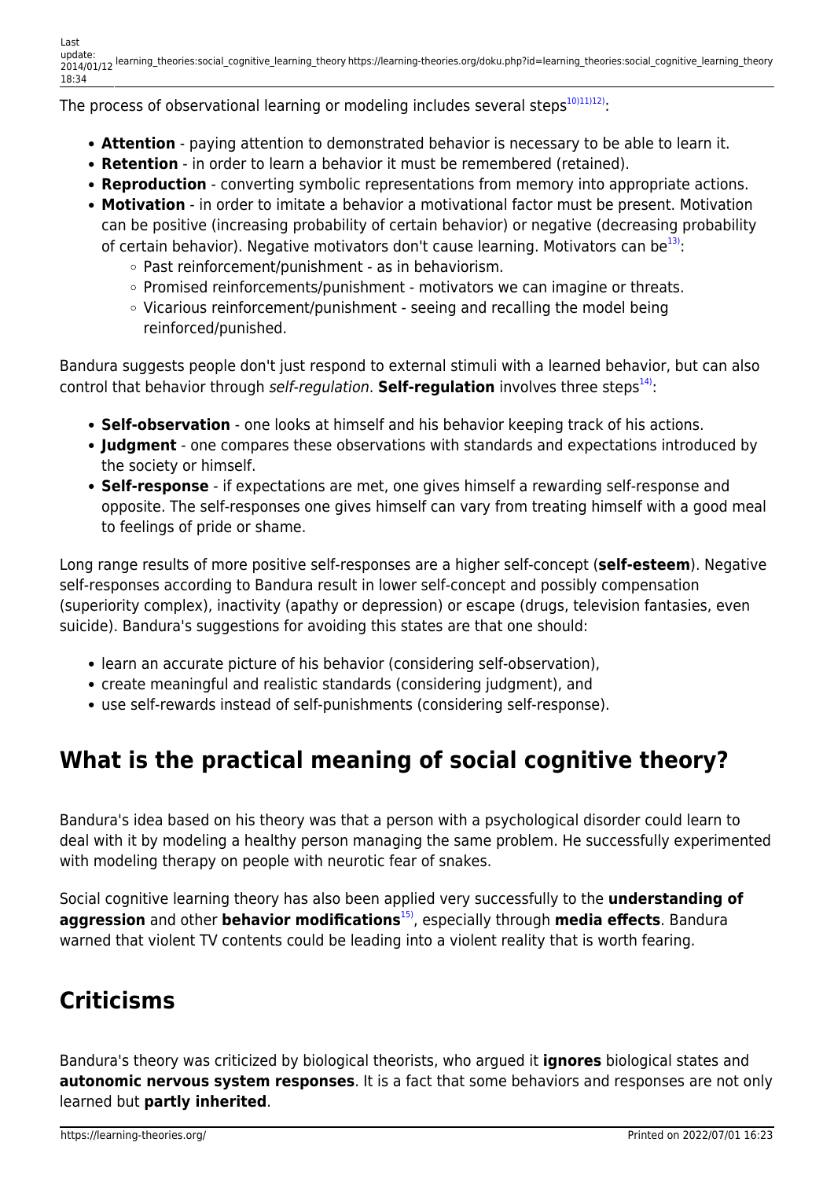The process of observational learning or modeling includes several steps[10)11)12)]:

- **Attention** - paying attention to demonstrated behavior is necessary to be able to learn it.
- **Retention** - in order to learn a behavior it must be remembered (retained).
- **Reproduction** - converting symbolic representations from memory into appropriate actions.
- **Motivation** - in order to imitate a behavior a motivational factor must be present. Motivation can be positive (increasing probability of certain behavior) or negative (decreasing probability of certain behavior). Negative motivators don't cause learning. Motivators can be[13)]:
  - Past reinforcement/punishment - as in behaviorism.
  - Promised reinforcements/punishment - motivators we can imagine or threats.
  - Vicarious reinforcement/punishment - seeing and recalling the model being reinforced/punished.

Bandura suggests people don't just respond to external stimuli with a learned behavior, but can also control that behavior through *self-regulation*. **Self-regulation** involves three steps[14)]:

- **Self-observation** - one looks at himself and his behavior keeping track of his actions.
- **Judgment** - one compares these observations with standards and expectations introduced by the society or himself.
- **Self-response** - if expectations are met, one gives himself a rewarding self-response and opposite. The self-responses one gives himself can vary from treating himself with a good meal to feelings of pride or shame.

Long range results of more positive self-responses are a higher self-concept (**self-esteem**). Negative self-responses according to Bandura result in lower self-concept and possibly compensation (superiority complex), inactivity (apathy or depression) or escape (drugs, television fantasies, even suicide). Bandura's suggestions for avoiding this states are that one should:

- learn an accurate picture of his behavior (considering self-observation),
- create meaningful and realistic standards (considering judgment), and
- use self-rewards instead of self-punishments (considering self-response).

## What is the practical meaning of social cognitive theory?

Bandura's idea based on his theory was that a person with a psychological disorder could learn to deal with it by modeling a healthy person managing the same problem. He successfully experimented with modeling therapy on people with neurotic fear of snakes.

Social cognitive learning theory has also been applied very successfully to the **understanding of aggression** and other **behavior modifications**[15)], especially through **media effects**. Bandura warned that violent TV contents could be leading into a violent reality that is worth fearing.

## Criticisms

Bandura's theory was criticized by biological theorists, who argued it **ignores** biological states and **autonomic nervous system responses**. It is a fact that some behaviors and responses are not only learned but **partly inherited**.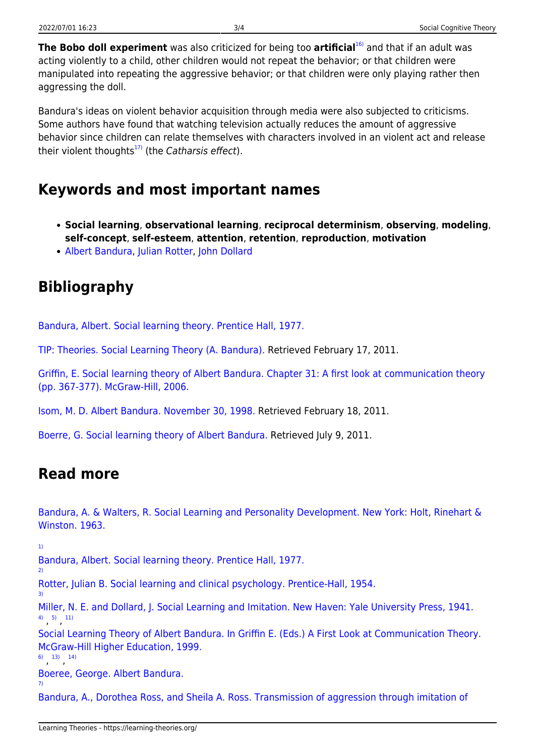**The Bobo doll experiment** was also criticized for being too **artificial**[16] and that if an adult was acting violently to a child, other children would not repeat the behavior; or that children were manipulated into repeating the aggressive behavior; or that children were only playing rather then aggressing the doll.

Bandura's ideas on violent behavior acquisition through media were also subjected to criticisms. Some authors have found that watching television actually reduces the amount of aggressive behavior since children can relate themselves with characters involved in an violent act and release their violent thoughts[17] (the *Catharsis effect*).

## Keywords and most important names

- **Social learning**, **observational learning**, **reciprocal determinism**, **observing**, **modeling**, **self-concept**, **self-esteem**, **attention**, **retention**, **reproduction**, **motivation**
- Albert Bandura, Julian Rotter, John Dollard

## Bibliography

Bandura, Albert. Social learning theory. Prentice Hall, 1977.

TIP: Theories. Social Learning Theory (A. Bandura). Retrieved February 17, 2011.

Griffin, E. Social learning theory of Albert Bandura. Chapter 31: A first look at communication theory (pp. 367-377). McGraw-Hill, 2006.

Isom, M. D. Albert Bandura. November 30, 1998. Retrieved February 18, 2011.

Boerre, G. Social learning theory of Albert Bandura. Retrieved July 9, 2011.

## Read more

Bandura, A. & Walters, R. Social Learning and Personality Development. New York: Holt, Rinehart & Winston. 1963.

[1] Bandura, Albert. Social learning theory. Prentice Hall, 1977.

[2] Rotter, Julian B. Social learning and clinical psychology. Prentice-Hall, 1954.

[3] Miller, N. E. and Dollard, J. Social Learning and Imitation. New Haven: Yale University Press, 1941.

[4], [5], [11] Social Learning Theory of Albert Bandura. In Griffin E. (Eds.) A First Look at Communication Theory. McGraw-Hill Higher Education, 1999.

[6], [13], [14] Boeree, George. Albert Bandura.

[7] Bandura, A., Dorothea Ross, and Sheila A. Ross. Transmission of aggression through imitation of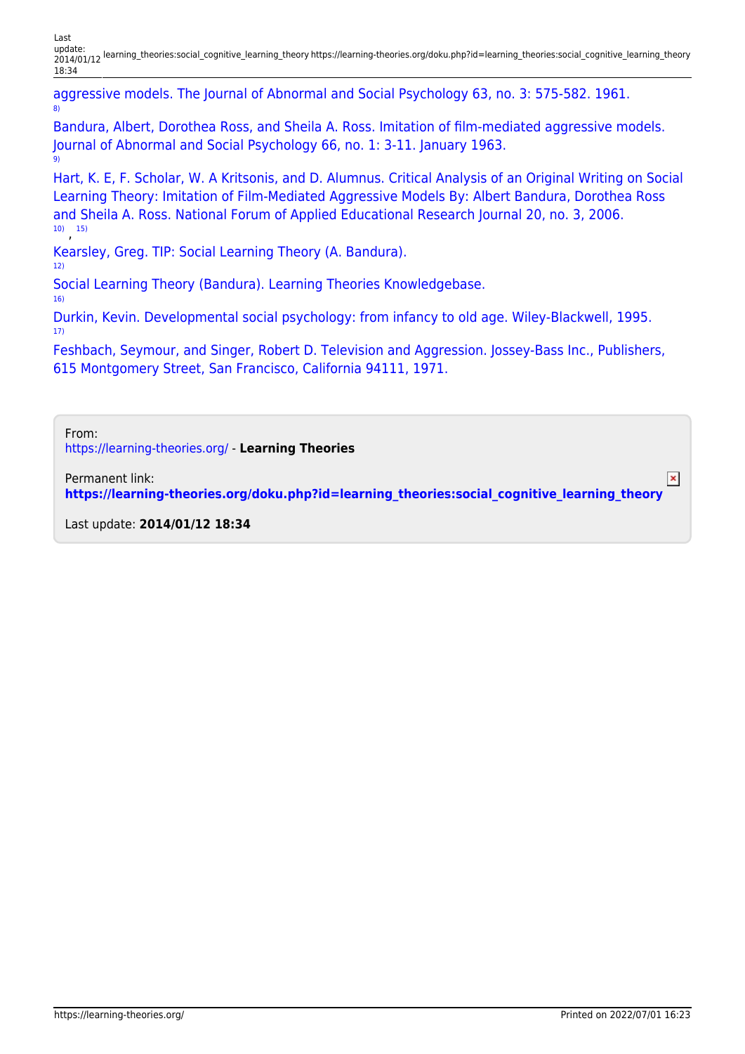aggressive models. The Journal of Abnormal and Social Psychology 63, no. 3: 575-582. 1961.

[8]

Bandura, Albert, Dorothea Ross, and Sheila A. Ross. Imitation of film-mediated aggressive models. Journal of Abnormal and Social Psychology 66, no. 1: 3-11. January 1963.

[9]

Hart, K. E, F. Scholar, W. A Kritsonis, and D. Alumnus. Critical Analysis of an Original Writing on Social Learning Theory: Imitation of Film-Mediated Aggressive Models By: Albert Bandura, Dorothea Ross and Sheila A. Ross. National Forum of Applied Educational Research Journal 20, no. 3, 2006.

[10], [15]

Kearsley, Greg. TIP: Social Learning Theory (A. Bandura).

[12]

Social Learning Theory (Bandura). Learning Theories Knowledgebase.

[16]

Durkin, Kevin. Developmental social psychology: from infancy to old age. Wiley-Blackwell, 1995.

[17]

Feshbach, Seymour, and Singer, Robert D. Television and Aggression. Jossey-Bass Inc., Publishers, 615 Montgomery Street, San Francisco, California 94111, 1971.

From:
https://learning-theories.org/ - **Learning Theories**

Permanent link:
**https://learning-theories.org/doku.php?id=learning_theories:social_cognitive_learning_theory**

Last update: **2014/01/12 18:34**